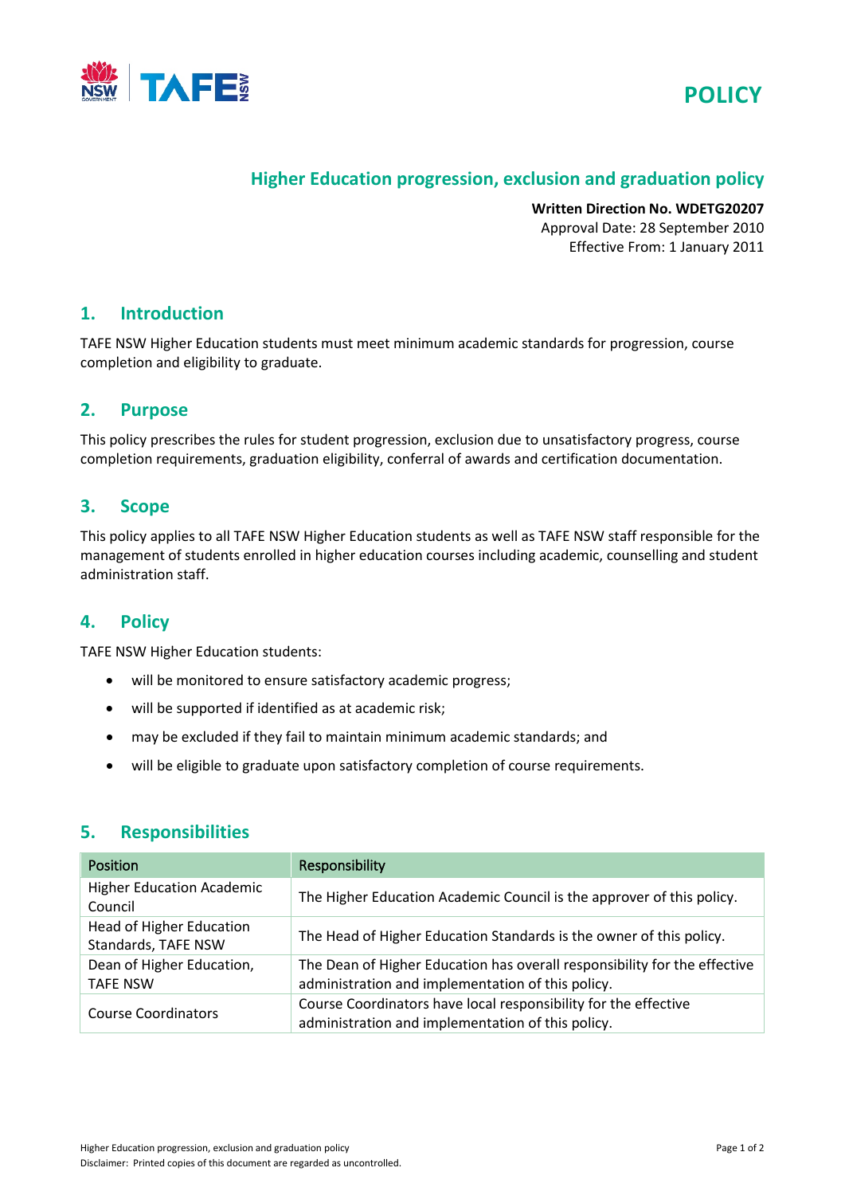POLICY

# Higher Education progression, exclusion and graduation policy

**Written Direction No. WDETG20207**
Approval Date: 28 September 2010
Effective From: 1 January 2011

## 1. Introduction

TAFE NSW Higher Education students must meet minimum academic standards for progression, course completion and eligibility to graduate.

## 2. Purpose

This policy prescribes the rules for student progression, exclusion due to unsatisfactory progress, course completion requirements, graduation eligibility, conferral of awards and certification documentation.

## 3. Scope

This policy applies to all TAFE NSW Higher Education students as well as TAFE NSW staff responsible for the management of students enrolled in higher education courses including academic, counselling and student administration staff.

## 4. Policy

TAFE NSW Higher Education students:

- will be monitored to ensure satisfactory academic progress;
- will be supported if identified as at academic risk;
- may be excluded if they fail to maintain minimum academic standards; and
- will be eligible to graduate upon satisfactory completion of course requirements.

## 5. Responsibilities

| Position | Responsibility |
|---|---|
| Higher Education Academic Council | The Higher Education Academic Council is the approver of this policy. |
| Head of Higher Education Standards, TAFE NSW | The Head of Higher Education Standards is the owner of this policy. |
| Dean of Higher Education, TAFE NSW | The Dean of Higher Education has overall responsibility for the effective administration and implementation of this policy. |
| Course Coordinators | Course Coordinators have local responsibility for the effective administration and implementation of this policy. |

Disclaimer: Printed copies of this document are regarded as uncontrolled.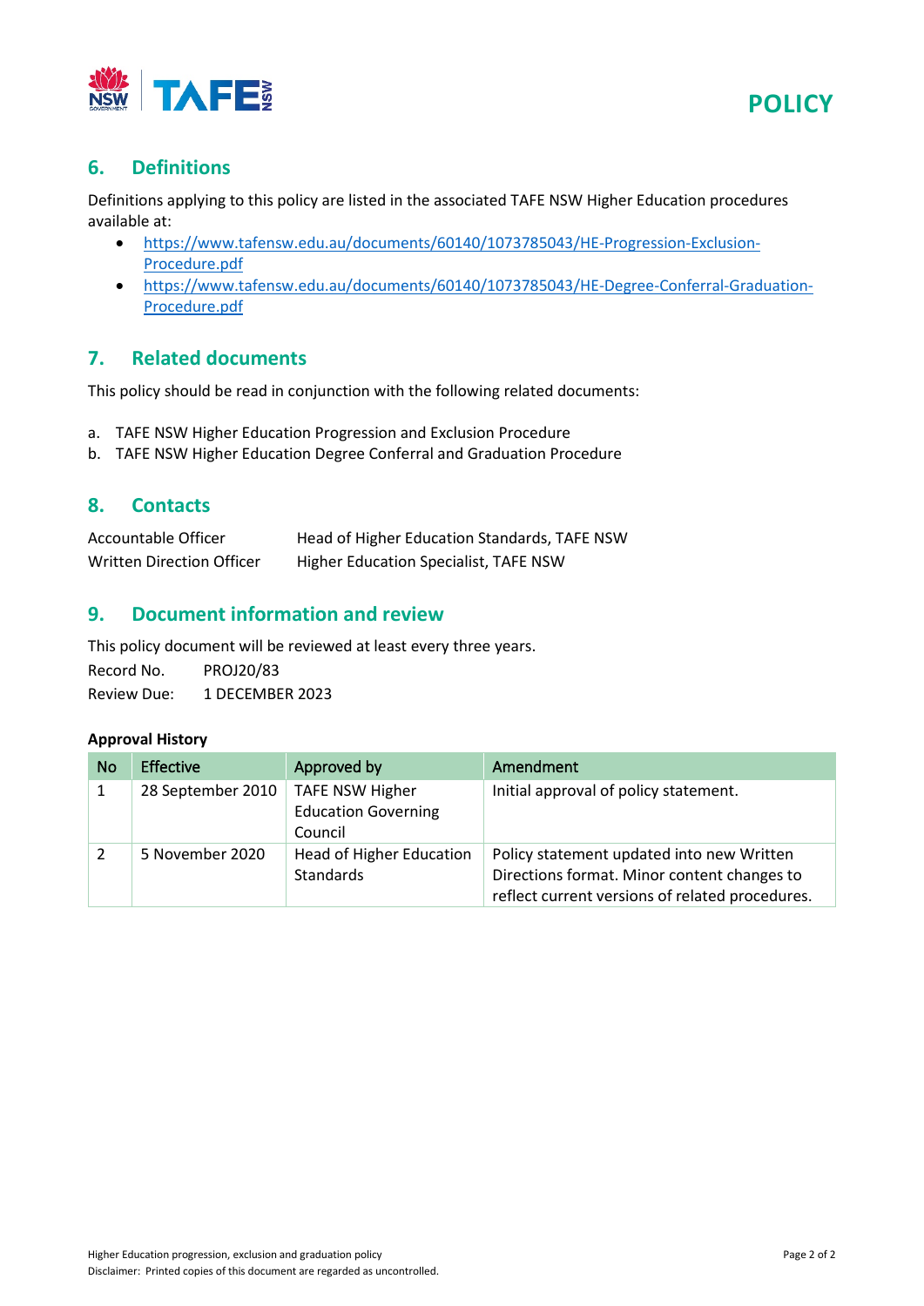## 6. Definitions

Definitions applying to this policy are listed in the associated TAFE NSW Higher Education procedures available at:

- https://www.tafensw.edu.au/documents/60140/1073785043/HE-Progression-Exclusion-Procedure.pdf
- https://www.tafensw.edu.au/documents/60140/1073785043/HE-Degree-Conferral-Graduation-Procedure.pdf

## 7. Related documents

This policy should be read in conjunction with the following related documents:

a. TAFE NSW Higher Education Progression and Exclusion Procedure
b. TAFE NSW Higher Education Degree Conferral and Graduation Procedure

## 8. Contacts

| | |
|---|---|
| Accountable Officer | Head of Higher Education Standards, TAFE NSW |
| Written Direction Officer | Higher Education Specialist, TAFE NSW |

## 9. Document information and review

This policy document will be reviewed at least every three years.

Record No. PROJ20/83

Review Due: 1 DECEMBER 2023

**Approval History**

| No | Effective | Approved by | Amendment |
|---|---|---|---|
| 1 | 28 September 2010 | TAFE NSW Higher Education Governing Council | Initial approval of policy statement. |
| 2 | 5 November 2020 | Head of Higher Education Standards | Policy statement updated into new Written Directions format. Minor content changes to reflect current versions of related procedures. |

Higher Education progression, exclusion and graduation policy

Disclaimer: Printed copies of this document are regarded as uncontrolled.